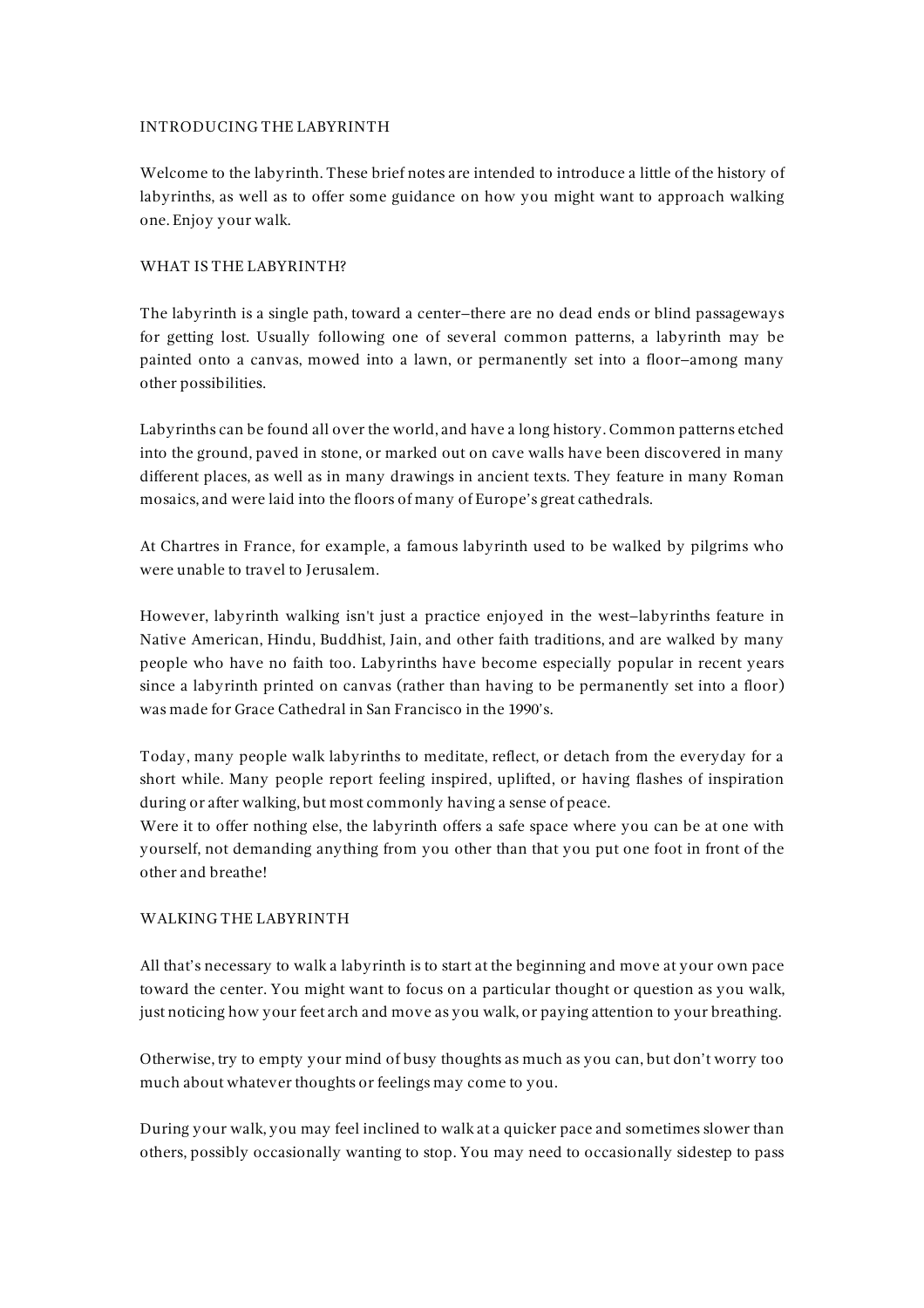# INTRODUCING THE LABYRINTH

Welcome to the labyrinth. These brief notes are intended to introduce a little of the history of labyrinths, as well as to offer some guidance on how you might want to approach walking one. Enjoy your walk.

## WHAT IS THE LABYRINTH?

The labyrinth is a single path, toward a center–there are no dead ends or blind passageways for getting lost. Usually following one of several common patterns, a labyrinth may be painted onto a canvas, mowed into a lawn, or permanently set into a floor–among many other possibilities.

Labyrinths can be found all over the world, and have a long history. Common patterns etched into the ground, paved in stone, or marked out on cave walls have been discovered in many different places, as well as in many drawings in ancient texts. They feature in many Roman mosaics, and were laid into the floors of many of Europe's great cathedrals.

At Chartres in France, for example, a famous labyrinth used to be walked by pilgrims who were unable to travel to Jerusalem.

However, labyrinth walking isn't just a practice enjoyed in the west–labyrinths feature in Native American, Hindu, Buddhist, Jain, and other faith traditions, and are walked by many people who have no faith too. Labyrinths have become especially popular in recent years since a labyrinth printed on canvas (rather than having to be permanently set into a floor) was made for Grace Cathedral in San Francisco in the 1990's.

Today, many people walk labyrinths to meditate, reflect, or detach from the everyday for a short while. Many people report feeling inspired, uplifted, or having flashes of inspiration during or after walking, but most commonly having a sense of peace.

Were it to offer nothing else, the labyrinth offers a safe space where you can be at one with yourself, not demanding anything from you other than that you put one foot in front of the other and breathe!

## WALKING THE LABYRINTH

All that's necessary to walk a labyrinth is to start at the beginning and move at your own pace toward the center. You might want to focus on a particular thought or question as you walk, just noticing how your feet arch and move as you walk, or paying attention to your breathing.

Otherwise, try to empty your mind of busy thoughts as much as you can, but don't worry too much about whatever thoughts or feelings may come to you.

During your walk, you may feel inclined to walk at a quicker pace and sometimes slower than others, possibly occasionally wanting to stop. You may need to occasionally sidestep to pass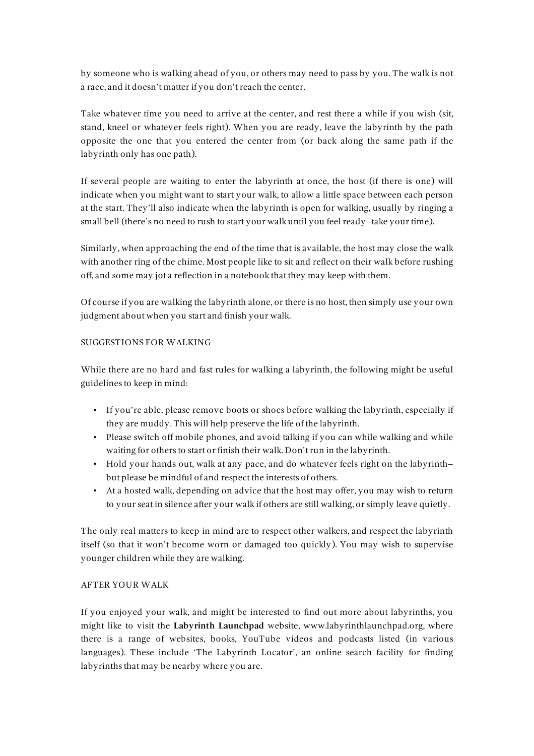by someone who is walking ahead of you, or others may need to pass by you. The walk is not a race, and it doesn't matter if you don't reach the center.

Take whatever time you need to arrive at the center, and rest there a while if you wish (sit, stand, kneel or whatever feels right). When you are ready, leave the labyrinth by the path opposite the one that you entered the center from (or back along the same path if the labyrinth only has one path).

If several people are waiting to enter the labyrinth at once, the host (if there is one) will indicate when you might want to start your walk, to allow a little space between each person at the start. They'll also indicate when the labyrinth is open for walking, usually by ringing a small bell (there's no need to rush to start your walk until you feel ready–take your time).

Similarly, when approaching the end of the time that is available, the host may close the walk with another ring of the chime. Most people like to sit and reflect on their walk before rushing off, and some may jot a reflection in a notebook that they may keep with them.

Of course if you are walking the labyrinth alone, or there is no host, then simply use your own judgment about when you start and finish your walk.

## SUGGESTIONS FOR WALKING

While there are no hard and fast rules for walking a labyrinth, the following might be useful guidelines to keep in mind:

- If you're able, please remove boots or shoes before walking the labyrinth, especially if they are muddy. This will help preserve the life of the labyrinth.
- Please switch off mobile phones, and avoid talking if you can while walking and while waiting for others to start or finish their walk. Don't run in the labyrinth.
- Hold your hands out, walk at any pace, and do whatever feels right on the labyrinth–but please be mindful of and respect the interests of others.
- At a hosted walk, depending on advice that the host may offer, you may wish to return to your seat in silence after your walk if others are still walking, or simply leave quietly.

The only real matters to keep in mind are to respect other walkers, and respect the labyrinth itself (so that it won't become worn or damaged too quickly). You may wish to supervise younger children while they are walking.

## AFTER YOUR WALK

If you enjoyed your walk, and might be interested to find out more about labyrinths, you might like to visit the **Labyrinth Launchpad** website, www.labyrinthlaunchpad.org, where there is a range of websites, books, YouTube videos and podcasts listed (in various languages). These include 'The Labyrinth Locator', an online search facility for finding labyrinths that may be nearby where you are.